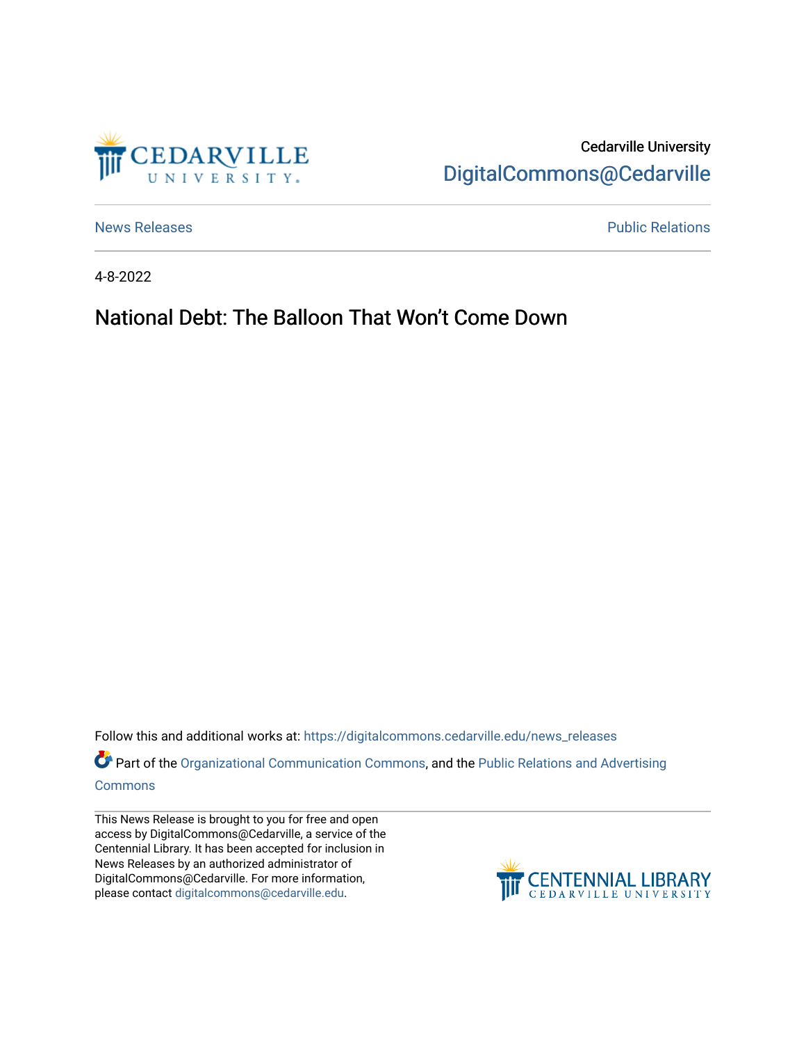Cedarville University

DigitalCommons@Cedarville

News Releases

Public Relations

4-8-2022

# National Debt: The Balloon That Won't Come Down

Follow this and additional works at: https://digitalcommons.cedarville.edu/news_releases

Part of the Organizational Communication Commons, and the Public Relations and Advertising Commons

This News Release is brought to you for free and open access by DigitalCommons@Cedarville, a service of the Centennial Library. It has been accepted for inclusion in News Releases by an authorized administrator of DigitalCommons@Cedarville. For more information, please contact digitalcommons@cedarville.edu.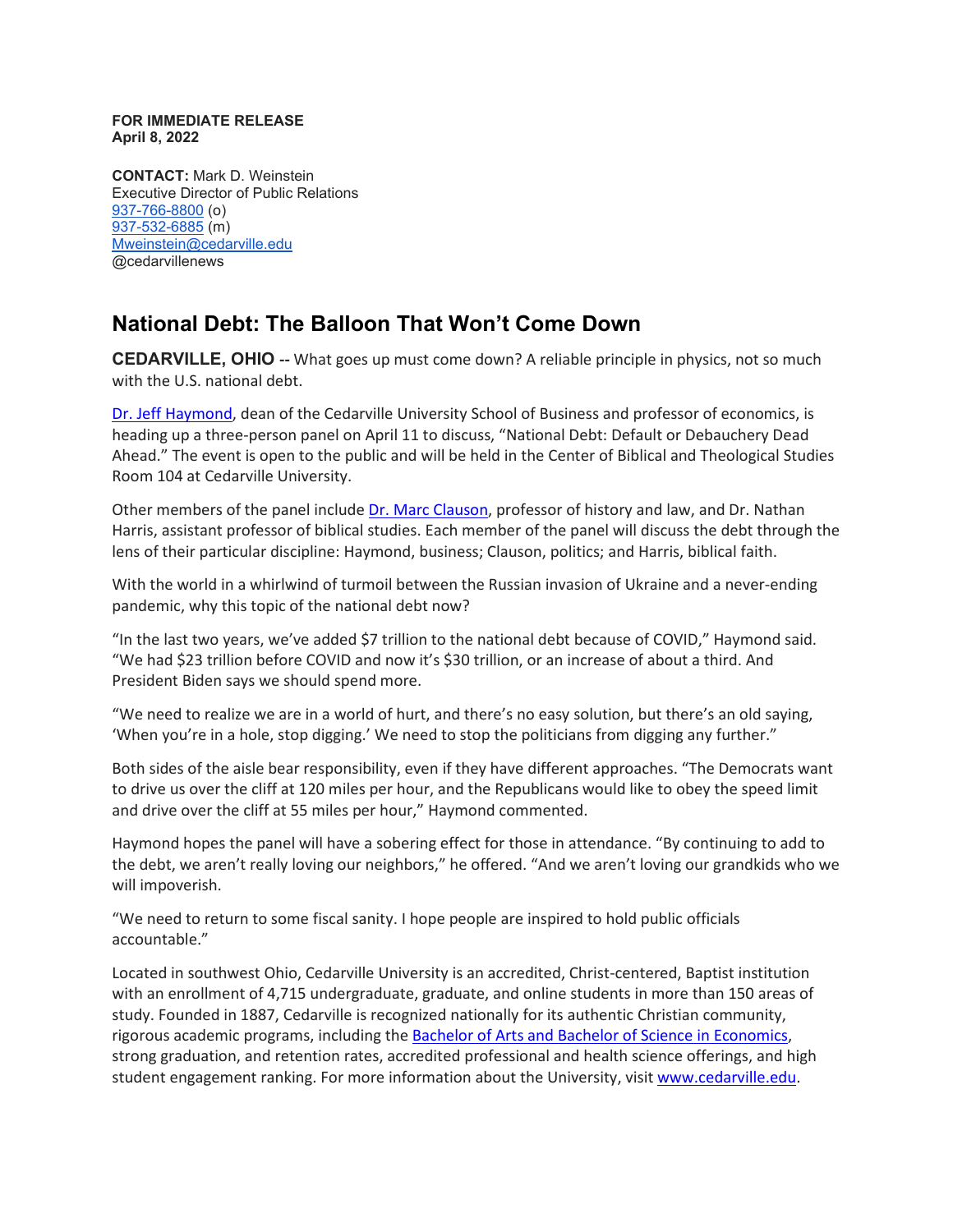**FOR IMMEDIATE RELEASE**
**April 8, 2022**

**CONTACT:** Mark D. Weinstein
Executive Director of Public Relations
937-766-8800 (o)
937-532-6885 (m)
Mweinstein@cedarville.edu
@cedarvillenews

## National Debt: The Balloon That Won't Come Down

**CEDARVILLE, OHIO --** What goes up must come down? A reliable principle in physics, not so much with the U.S. national debt.

Dr. Jeff Haymond, dean of the Cedarville University School of Business and professor of economics, is heading up a three-person panel on April 11 to discuss, "National Debt: Default or Debauchery Dead Ahead." The event is open to the public and will be held in the Center of Biblical and Theological Studies Room 104 at Cedarville University.

Other members of the panel include Dr. Marc Clauson, professor of history and law, and Dr. Nathan Harris, assistant professor of biblical studies. Each member of the panel will discuss the debt through the lens of their particular discipline: Haymond, business; Clauson, politics; and Harris, biblical faith.

With the world in a whirlwind of turmoil between the Russian invasion of Ukraine and a never-ending pandemic, why this topic of the national debt now?

"In the last two years, we've added $7 trillion to the national debt because of COVID," Haymond said. "We had $23 trillion before COVID and now it's $30 trillion, or an increase of about a third. And President Biden says we should spend more.

"We need to realize we are in a world of hurt, and there's no easy solution, but there's an old saying, 'When you're in a hole, stop digging.' We need to stop the politicians from digging any further."

Both sides of the aisle bear responsibility, even if they have different approaches. "The Democrats want to drive us over the cliff at 120 miles per hour, and the Republicans would like to obey the speed limit and drive over the cliff at 55 miles per hour," Haymond commented.

Haymond hopes the panel will have a sobering effect for those in attendance. "By continuing to add to the debt, we aren't really loving our neighbors," he offered. "And we aren't loving our grandkids who we will impoverish.

"We need to return to some fiscal sanity. I hope people are inspired to hold public officials accountable."

Located in southwest Ohio, Cedarville University is an accredited, Christ-centered, Baptist institution with an enrollment of 4,715 undergraduate, graduate, and online students in more than 150 areas of study. Founded in 1887, Cedarville is recognized nationally for its authentic Christian community, rigorous academic programs, including the Bachelor of Arts and Bachelor of Science in Economics, strong graduation, and retention rates, accredited professional and health science offerings, and high student engagement ranking. For more information about the University, visit www.cedarville.edu.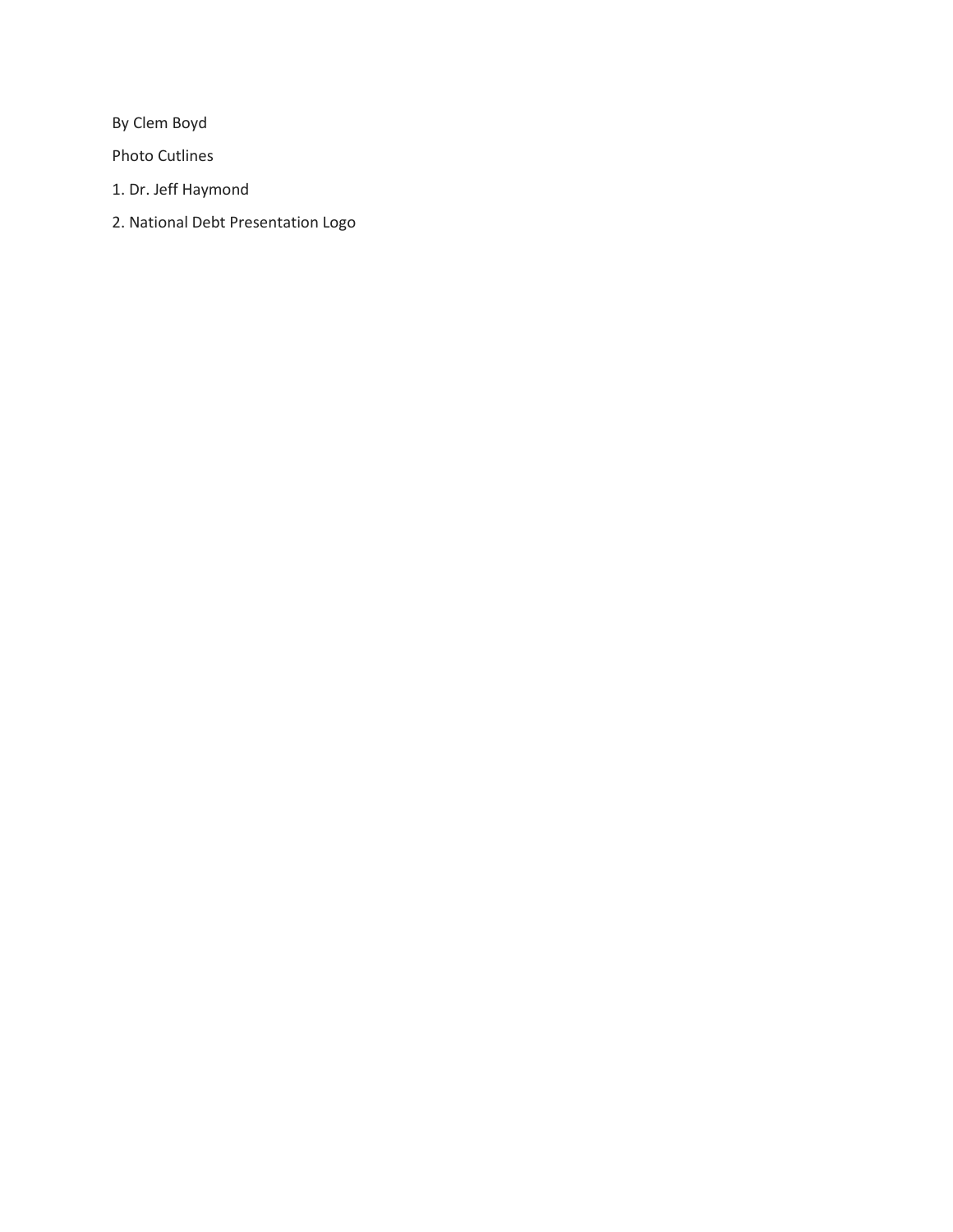By Clem Boyd

Photo Cutlines

1. Dr. Jeff Haymond
2. National Debt Presentation Logo